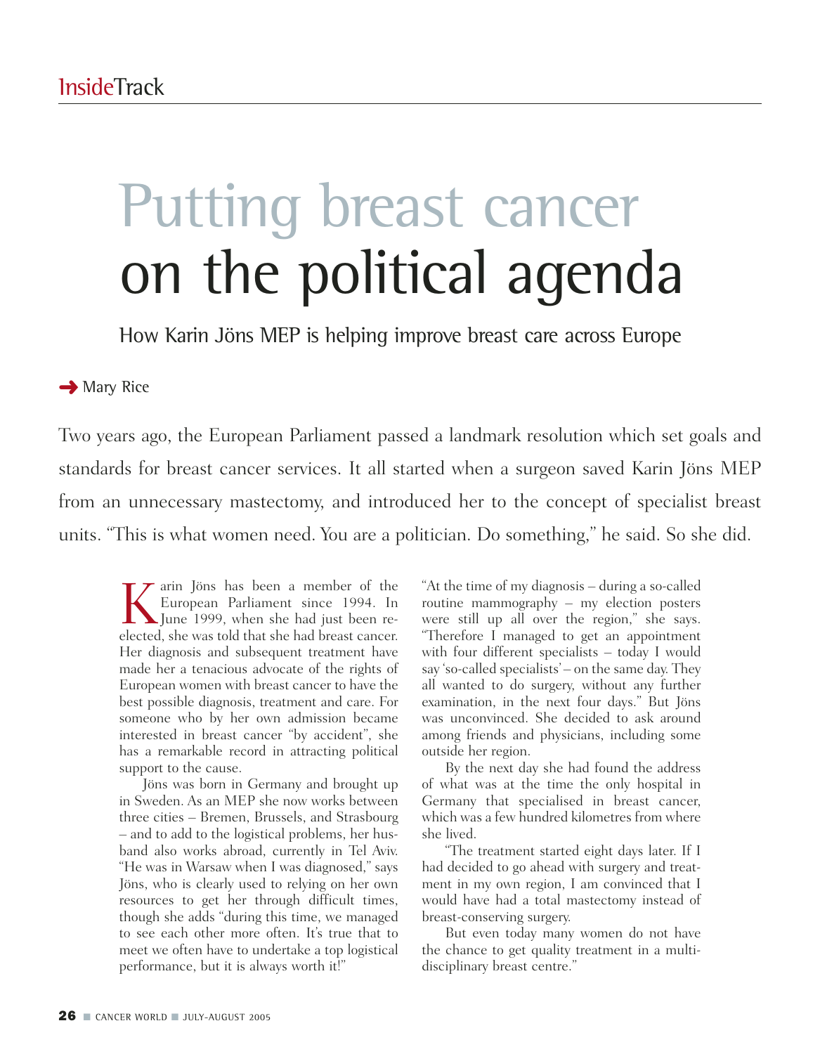# Putting breast cancer on the political agenda

## How Karin Jöns MEP is helping improve breast care across Europe

Mary Rice

Two years ago, the European Parliament passed a landmark resolution which set goals and standards for breast cancer services. It all started when a surgeon saved Karin Jöns MEP from an unnecessary mastectomy, and introduced her to the concept of specialist breast units. "This is what women need. You are a politician. Do something," he said. So she did.

Karin Jöns has been a member of the European Parliament since 1994. In June 1999, when she had just been re-elected, she was told that she had breast cancer. Her diagnosis and subsequent treatment have made her a tenacious advocate of the rights of European women with breast cancer to have the best possible diagnosis, treatment and care. For someone who by her own admission became interested in breast cancer "by accident", she has a remarkable record in attracting political support to the cause.

Jöns was born in Germany and brought up in Sweden. As an MEP she now works between three cities – Bremen, Brussels, and Strasbourg – and to add to the logistical problems, her husband also works abroad, currently in Tel Aviv. "He was in Warsaw when I was diagnosed," says Jöns, who is clearly used to relying on her own resources to get her through difficult times, though she adds "during this time, we managed to see each other more often. It's true that to meet we often have to undertake a top logistical performance, but it is always worth it!"

"At the time of my diagnosis – during a so-called routine mammography – my election posters were still up all over the region," she says. "Therefore I managed to get an appointment with four different specialists – today I would say 'so-called specialists' – on the same day. They all wanted to do surgery, without any further examination, in the next four days." But Jöns was unconvinced. She decided to ask around among friends and physicians, including some outside her region.

By the next day she had found the address of what was at the time the only hospital in Germany that specialised in breast cancer, which was a few hundred kilometres from where she lived.

"The treatment started eight days later. If I had decided to go ahead with surgery and treatment in my own region, I am convinced that I would have had a total mastectomy instead of breast-conserving surgery.

But even today many women do not have the chance to get quality treatment in a multidisciplinary breast centre."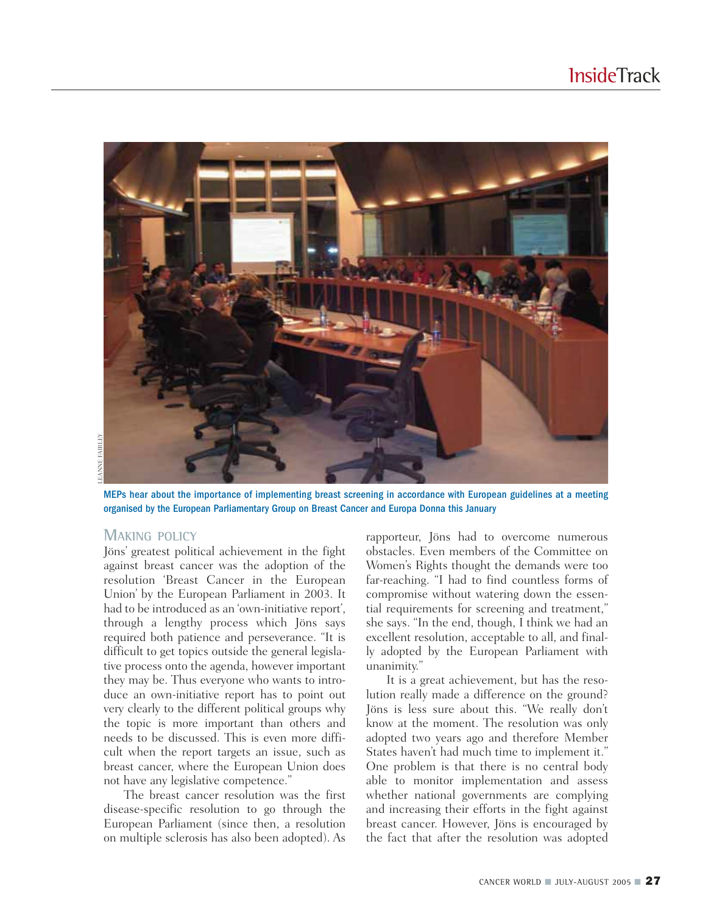MEPs hear about the importance of implementing breast screening in accordance with European guidelines at a meeting organised by the European Parliamentary Group on Breast Cancer and Europa Donna this January

## MAKING POLICY

Jöns' greatest political achievement in the fight against breast cancer was the adoption of the resolution 'Breast Cancer in the European Union' by the European Parliament in 2003. It had to be introduced as an 'own-initiative report', through a lengthy process which Jöns says required both patience and perseverance. "It is difficult to get topics outside the general legislative process onto the agenda, however important they may be. Thus everyone who wants to introduce an own-initiative report has to point out very clearly to the different political groups why the topic is more important than others and needs to be discussed. This is even more difficult when the report targets an issue, such as breast cancer, where the European Union does not have any legislative competence."

The breast cancer resolution was the first disease-specific resolution to go through the European Parliament (since then, a resolution on multiple sclerosis has also been adopted). As rapporteur, Jöns had to overcome numerous obstacles. Even members of the Committee on Women's Rights thought the demands were too far-reaching. "I had to find countless forms of compromise without watering down the essential requirements for screening and treatment," she says. "In the end, though, I think we had an excellent resolution, acceptable to all, and finally adopted by the European Parliament with unanimity."

It is a great achievement, but has the resolution really made a difference on the ground? Jöns is less sure about this. "We really don't know at the moment. The resolution was only adopted two years ago and therefore Member States haven't had much time to implement it." One problem is that there is no central body able to monitor implementation and assess whether national governments are complying and increasing their efforts in the fight against breast cancer. However, Jöns is encouraged by the fact that after the resolution was adopted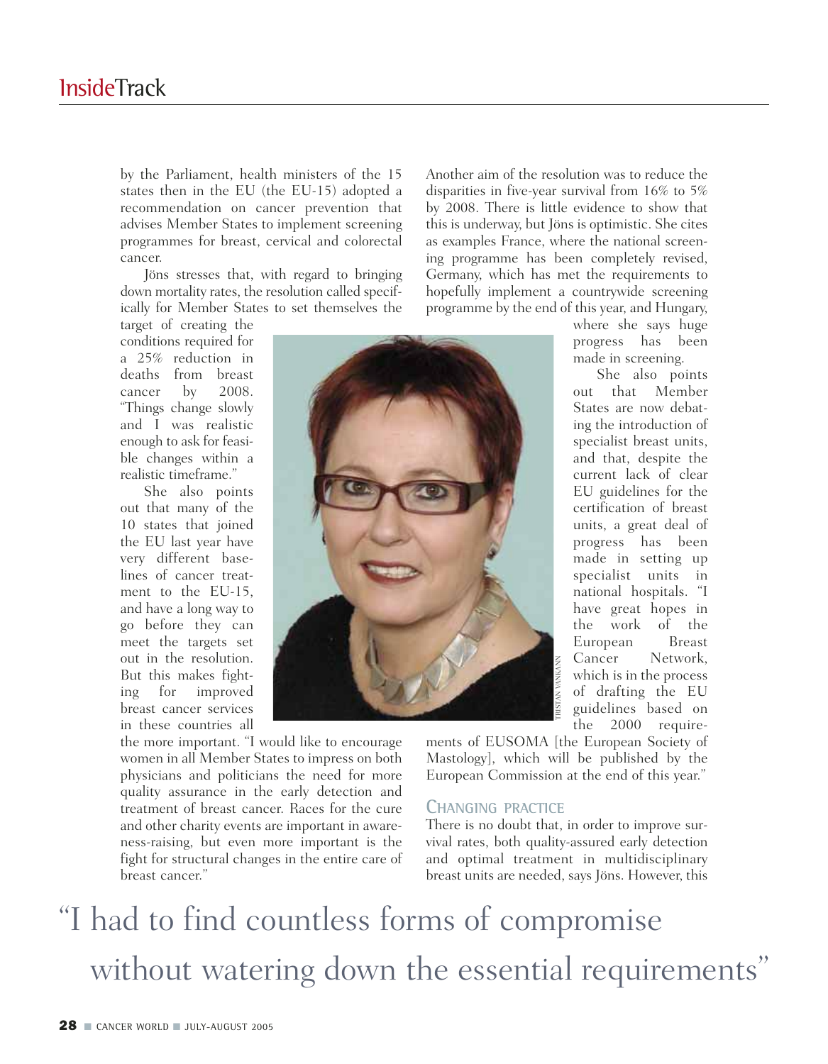by the Parliament, health ministers of the 15 states then in the EU (the EU-15) adopted a recommendation on cancer prevention that advises Member States to implement screening programmes for breast, cervical and colorectal cancer.

Jöns stresses that, with regard to bringing down mortality rates, the resolution called specifically for Member States to set themselves the target of creating the conditions required for a 25% reduction in deaths from breast cancer by 2008. "Things change slowly and I was realistic enough to ask for feasible changes within a realistic timeframe."

She also points out that many of the 10 states that joined the EU last year have very different baselines of cancer treatment to the EU-15, and have a long way to go before they can meet the targets set out in the resolution. But this makes fighting for improved breast cancer services in these countries all the more important. "I would like to encourage women in all Member States to impress on both physicians and politicians the need for more quality assurance in the early detection and treatment of breast cancer. Races for the cure and other charity events are important in awareness-raising, but even more important is the fight for structural changes in the entire care of breast cancer."

Another aim of the resolution was to reduce the disparities in five-year survival from 16% to 5% by 2008. There is little evidence to show that this is underway, but Jöns is optimistic. She cites as examples France, where the national screening programme has been completely revised, Germany, which has met the requirements to hopefully implement a countrywide screening programme by the end of this year, and Hungary, where she says huge progress has been made in screening.

She also points out that Member States are now debating the introduction of specialist breast units, and that, despite the current lack of clear EU guidelines for the certification of breast units, a great deal of progress has been made in setting up specialist units in national hospitals. "I have great hopes in the work of the European Breast Cancer Network, which is in the process of drafting the EU guidelines based on the 2000 requirements of EUSOMA [the European Society of Mastology], which will be published by the European Commission at the end of this year."

## CHANGING PRACTICE

There is no doubt that, in order to improve survival rates, both quality-assured early detection and optimal treatment in multidisciplinary breast units are needed, says Jöns. However, this

"I had to find countless forms of compromise without watering down the essential requirements"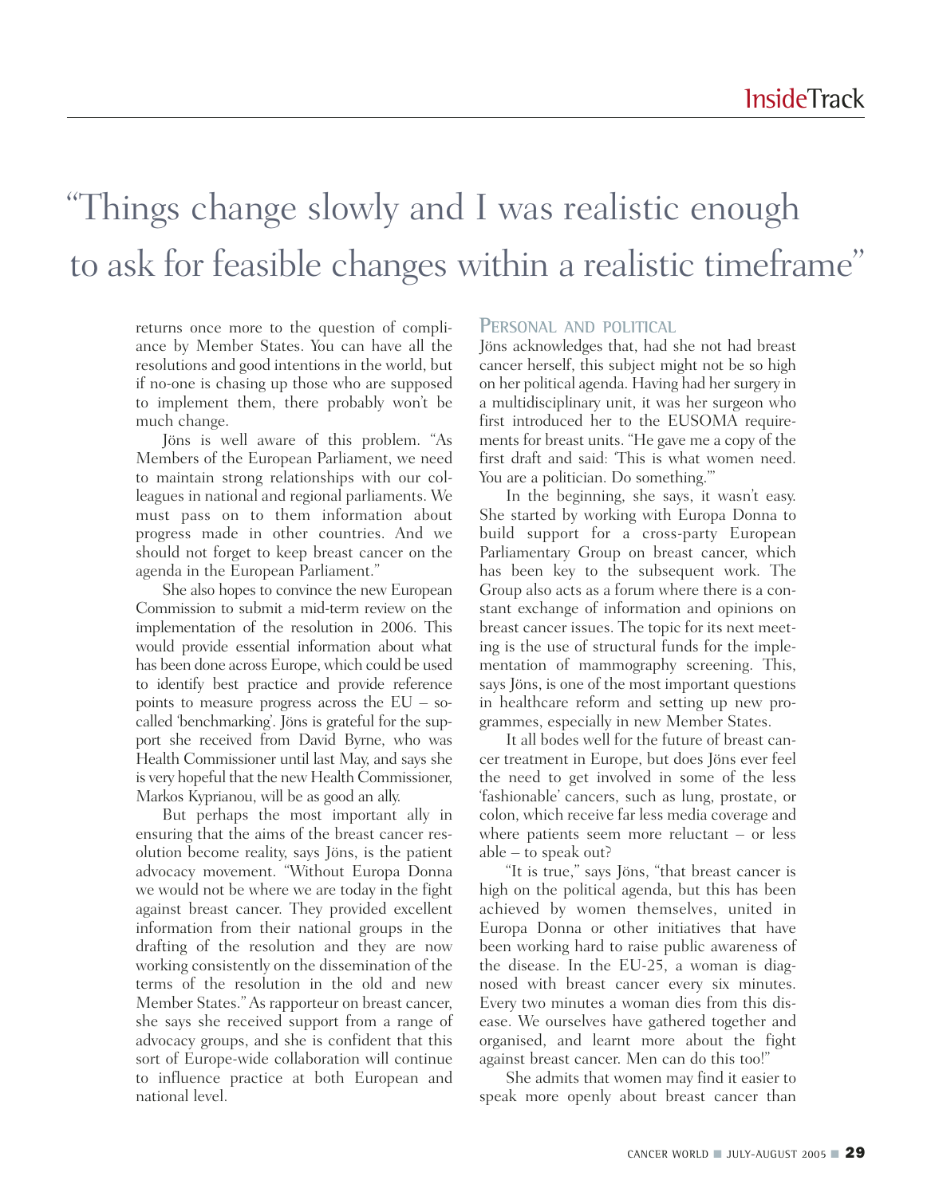# "Things change slowly and I was realistic enough to ask for feasible changes within a realistic timeframe"

returns once more to the question of compliance by Member States. You can have all the resolutions and good intentions in the world, but if no-one is chasing up those who are supposed to implement them, there probably won't be much change.

Jöns is well aware of this problem. "As Members of the European Parliament, we need to maintain strong relationships with our colleagues in national and regional parliaments. We must pass on to them information about progress made in other countries. And we should not forget to keep breast cancer on the agenda in the European Parliament."

She also hopes to convince the new European Commission to submit a mid-term review on the implementation of the resolution in 2006. This would provide essential information about what has been done across Europe, which could be used to identify best practice and provide reference points to measure progress across the EU – so-called 'benchmarking'. Jöns is grateful for the support she received from David Byrne, who was Health Commissioner until last May, and says she is very hopeful that the new Health Commissioner, Markos Kyprianou, will be as good an ally.

But perhaps the most important ally in ensuring that the aims of the breast cancer resolution become reality, says Jöns, is the patient advocacy movement. "Without Europa Donna we would not be where we are today in the fight against breast cancer. They provided excellent information from their national groups in the drafting of the resolution and they are now working consistently on the dissemination of the terms of the resolution in the old and new Member States." As rapporteur on breast cancer, she says she received support from a range of advocacy groups, and she is confident that this sort of Europe-wide collaboration will continue to influence practice at both European and national level.

## Personal and political

Jöns acknowledges that, had she not had breast cancer herself, this subject might not be so high on her political agenda. Having had her surgery in a multidisciplinary unit, it was her surgeon who first introduced her to the EUSOMA requirements for breast units. "He gave me a copy of the first draft and said: 'This is what women need. You are a politician. Do something.'"

In the beginning, she says, it wasn't easy. She started by working with Europa Donna to build support for a cross-party European Parliamentary Group on breast cancer, which has been key to the subsequent work. The Group also acts as a forum where there is a constant exchange of information and opinions on breast cancer issues. The topic for its next meeting is the use of structural funds for the implementation of mammography screening. This, says Jöns, is one of the most important questions in healthcare reform and setting up new programmes, especially in new Member States.

It all bodes well for the future of breast cancer treatment in Europe, but does Jöns ever feel the need to get involved in some of the less 'fashionable' cancers, such as lung, prostate, or colon, which receive far less media coverage and where patients seem more reluctant – or less able – to speak out?

"It is true," says Jöns, "that breast cancer is high on the political agenda, but this has been achieved by women themselves, united in Europa Donna or other initiatives that have been working hard to raise public awareness of the disease. In the EU-25, a woman is diagnosed with breast cancer every six minutes. Every two minutes a woman dies from this disease. We ourselves have gathered together and organised, and learnt more about the fight against breast cancer. Men can do this too!"

She admits that women may find it easier to speak more openly about breast cancer than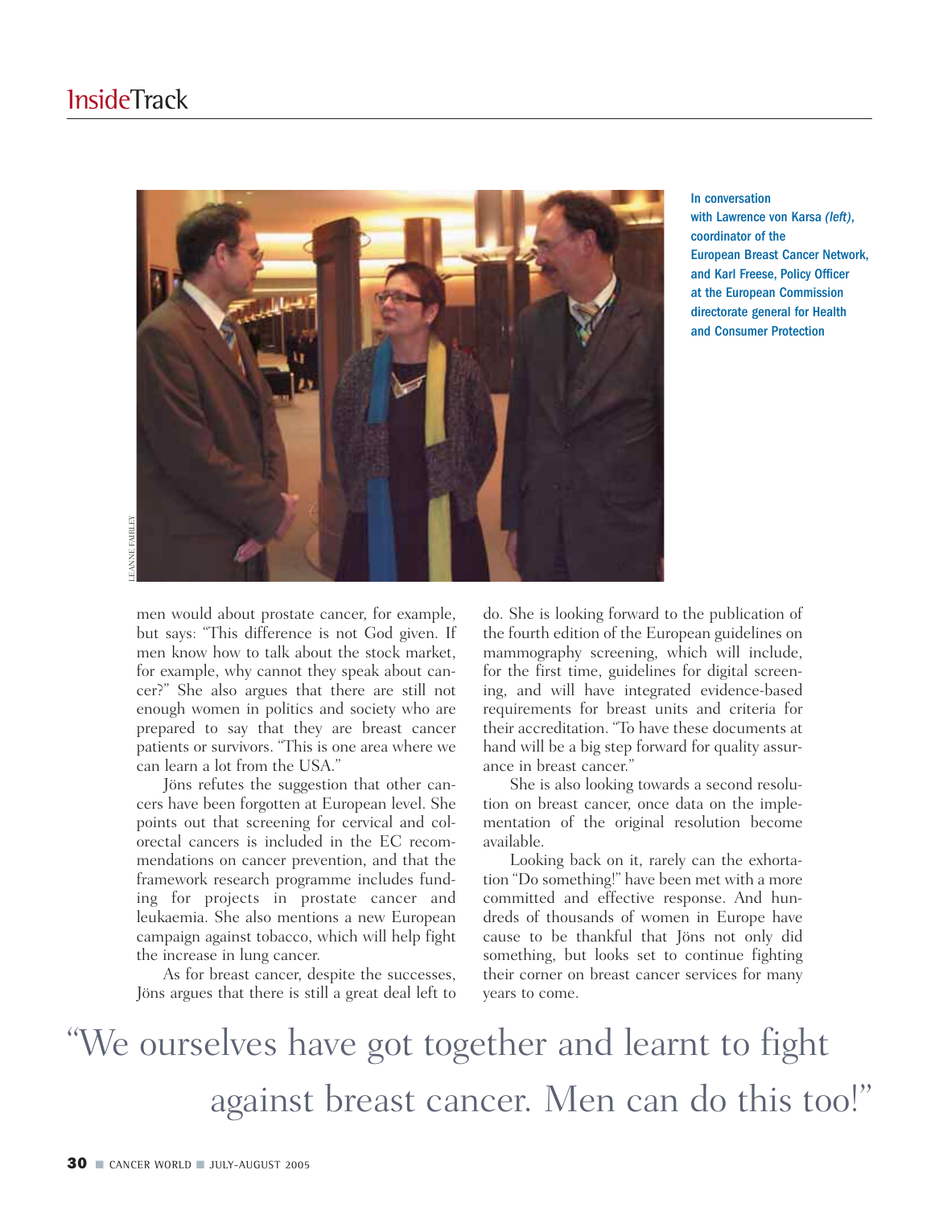In conversation with Lawrence von Karsa *(left)*, coordinator of the European Breast Cancer Network, and Karl Freese, Policy Officer at the European Commission directorate general for Health and Consumer Protection

LEANNE FAIRLEY

men would about prostate cancer, for example, but says: "This difference is not God given. If men know how to talk about the stock market, for example, why cannot they speak about cancer?" She also argues that there are still not enough women in politics and society who are prepared to say that they are breast cancer patients or survivors. "This is one area where we can learn a lot from the USA."

Jöns refutes the suggestion that other cancers have been forgotten at European level. She points out that screening for cervical and colorectal cancers is included in the EC recommendations on cancer prevention, and that the framework research programme includes funding for projects in prostate cancer and leukaemia. She also mentions a new European campaign against tobacco, which will help fight the increase in lung cancer.

As for breast cancer, despite the successes, Jöns argues that there is still a great deal left to do. She is looking forward to the publication of the fourth edition of the European guidelines on mammography screening, which will include, for the first time, guidelines for digital screening, and will have integrated evidence-based requirements for breast units and criteria for their accreditation. "To have these documents at hand will be a big step forward for quality assurance in breast cancer."

She is also looking towards a second resolution on breast cancer, once data on the implementation of the original resolution become available.

Looking back on it, rarely can the exhortation "Do something!" have been met with a more committed and effective response. And hundreds of thousands of women in Europe have cause to be thankful that Jöns not only did something, but looks set to continue fighting their corner on breast cancer services for many years to come.

"We ourselves have got together and learnt to fight against breast cancer. Men can do this too!"